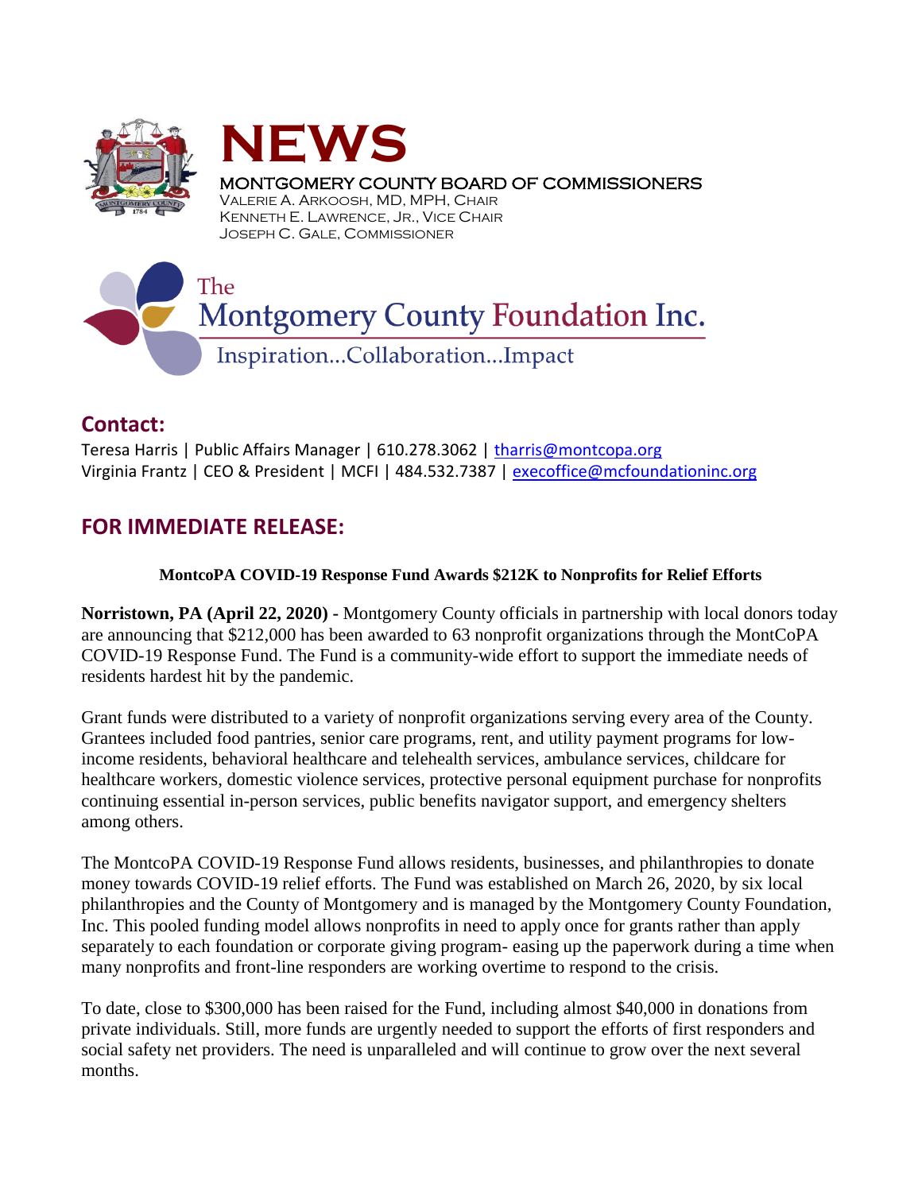# NEWS

MONTGOMERY COUNTY BOARD OF COMMISSIONERS
VALERIE A. ARKOOSH, MD, MPH, CHAIR
KENNETH E. LAWRENCE, JR., VICE CHAIR
JOSEPH C. GALE, COMMISSIONER

The Montgomery County Foundation Inc.
Inspiration...Collaboration...Impact

## Contact:

Teresa Harris | Public Affairs Manager | 610.278.3062 | tharris@montcopa.org
Virginia Frantz | CEO & President | MCFI | 484.532.7387 | execoffice@mcfoundationinc.org

## FOR IMMEDIATE RELEASE:

**MontcoPA COVID-19 Response Fund Awards $212K to Nonprofits for Relief Efforts**

**Norristown, PA (April 22, 2020)** - Montgomery County officials in partnership with local donors today are announcing that $212,000 has been awarded to 63 nonprofit organizations through the MontCoPA COVID-19 Response Fund. The Fund is a community-wide effort to support the immediate needs of residents hardest hit by the pandemic.

Grant funds were distributed to a variety of nonprofit organizations serving every area of the County. Grantees included food pantries, senior care programs, rent, and utility payment programs for low-income residents, behavioral healthcare and telehealth services, ambulance services, childcare for healthcare workers, domestic violence services, protective personal equipment purchase for nonprofits continuing essential in-person services, public benefits navigator support, and emergency shelters among others.

The MontcoPA COVID-19 Response Fund allows residents, businesses, and philanthropies to donate money towards COVID-19 relief efforts. The Fund was established on March 26, 2020, by six local philanthropies and the County of Montgomery and is managed by the Montgomery County Foundation, Inc. This pooled funding model allows nonprofits in need to apply once for grants rather than apply separately to each foundation or corporate giving program- easing up the paperwork during a time when many nonprofits and front-line responders are working overtime to respond to the crisis.

To date, close to $300,000 has been raised for the Fund, including almost $40,000 in donations from private individuals. Still, more funds are urgently needed to support the efforts of first responders and social safety net providers. The need is unparalleled and will continue to grow over the next several months.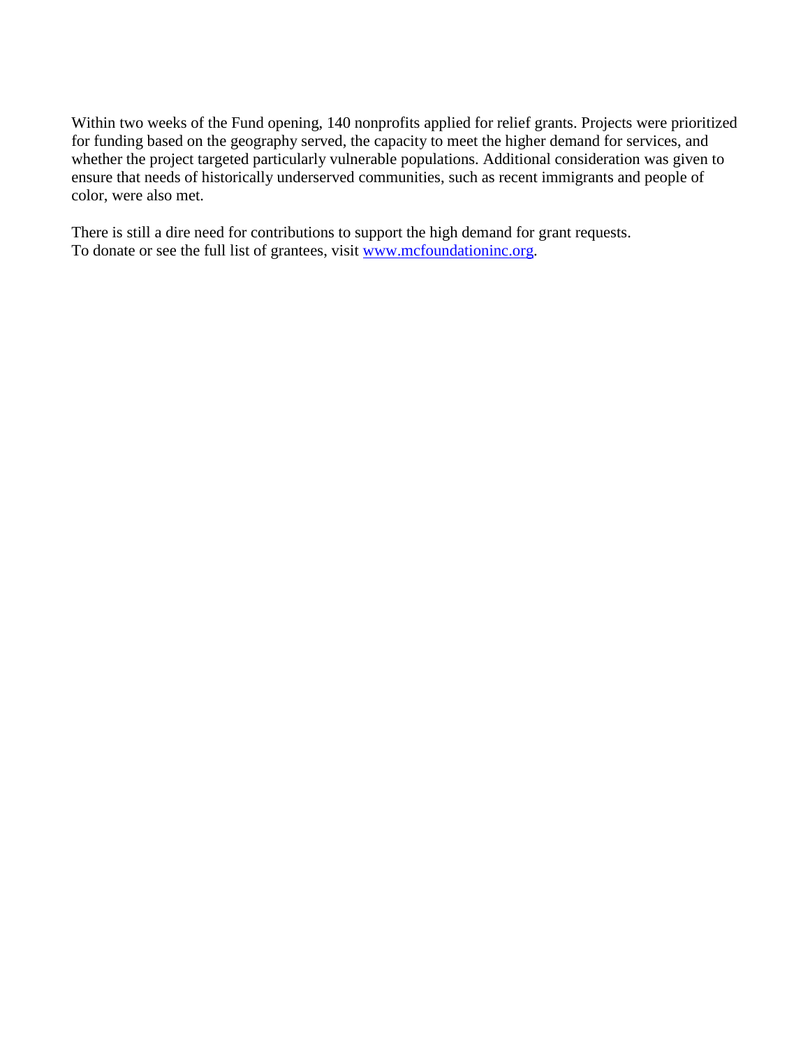Within two weeks of the Fund opening, 140 nonprofits applied for relief grants. Projects were prioritized for funding based on the geography served, the capacity to meet the higher demand for services, and whether the project targeted particularly vulnerable populations. Additional consideration was given to ensure that needs of historically underserved communities, such as recent immigrants and people of color, were also met.

There is still a dire need for contributions to support the high demand for grant requests.
To donate or see the full list of grantees, visit [www.mcfoundationinc.org](http://www.mcfoundationinc.org).